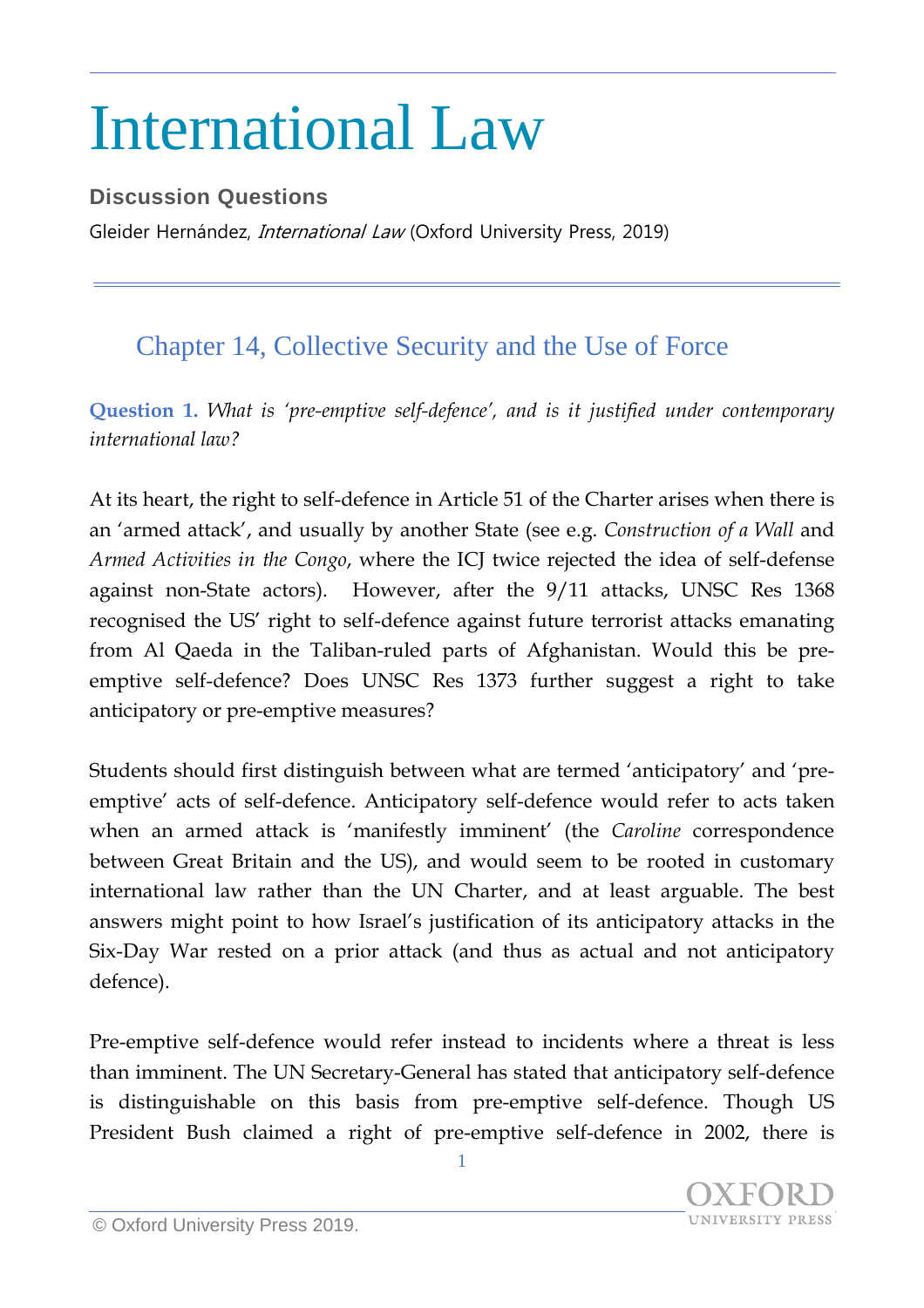# International Law

**Discussion Questions**

Gleider Hernández, *International Law* (Oxford University Press, 2019)

## Chapter 14, Collective Security and the Use of Force

**Question 1.** *What is 'pre-emptive self-defence', and is it justified under contemporary international law?*

At its heart, the right to self-defence in Article 51 of the Charter arises when there is an 'armed attack', and usually by another State (see e.g. *Construction of a Wall* and *Armed Activities in the Congo*, where the ICJ twice rejected the idea of self-defense against non-State actors). However, after the 9/11 attacks, UNSC Res 1368 recognised the US' right to self-defence against future terrorist attacks emanating from Al Qaeda in the Taliban-ruled parts of Afghanistan. Would this be pre-emptive self-defence? Does UNSC Res 1373 further suggest a right to take anticipatory or pre-emptive measures?

Students should first distinguish between what are termed 'anticipatory' and 'pre-emptive' acts of self-defence. Anticipatory self-defence would refer to acts taken when an armed attack is 'manifestly imminent' (the *Caroline* correspondence between Great Britain and the US), and would seem to be rooted in customary international law rather than the UN Charter, and at least arguable. The best answers might point to how Israel's justification of its anticipatory attacks in the Six-Day War rested on a prior attack (and thus as actual and not anticipatory defence).

Pre-emptive self-defence would refer instead to incidents where a threat is less than imminent. The UN Secretary-General has stated that anticipatory self-defence is distinguishable on this basis from pre-emptive self-defence. Though US President Bush claimed a right of pre-emptive self-defence in 2002, there is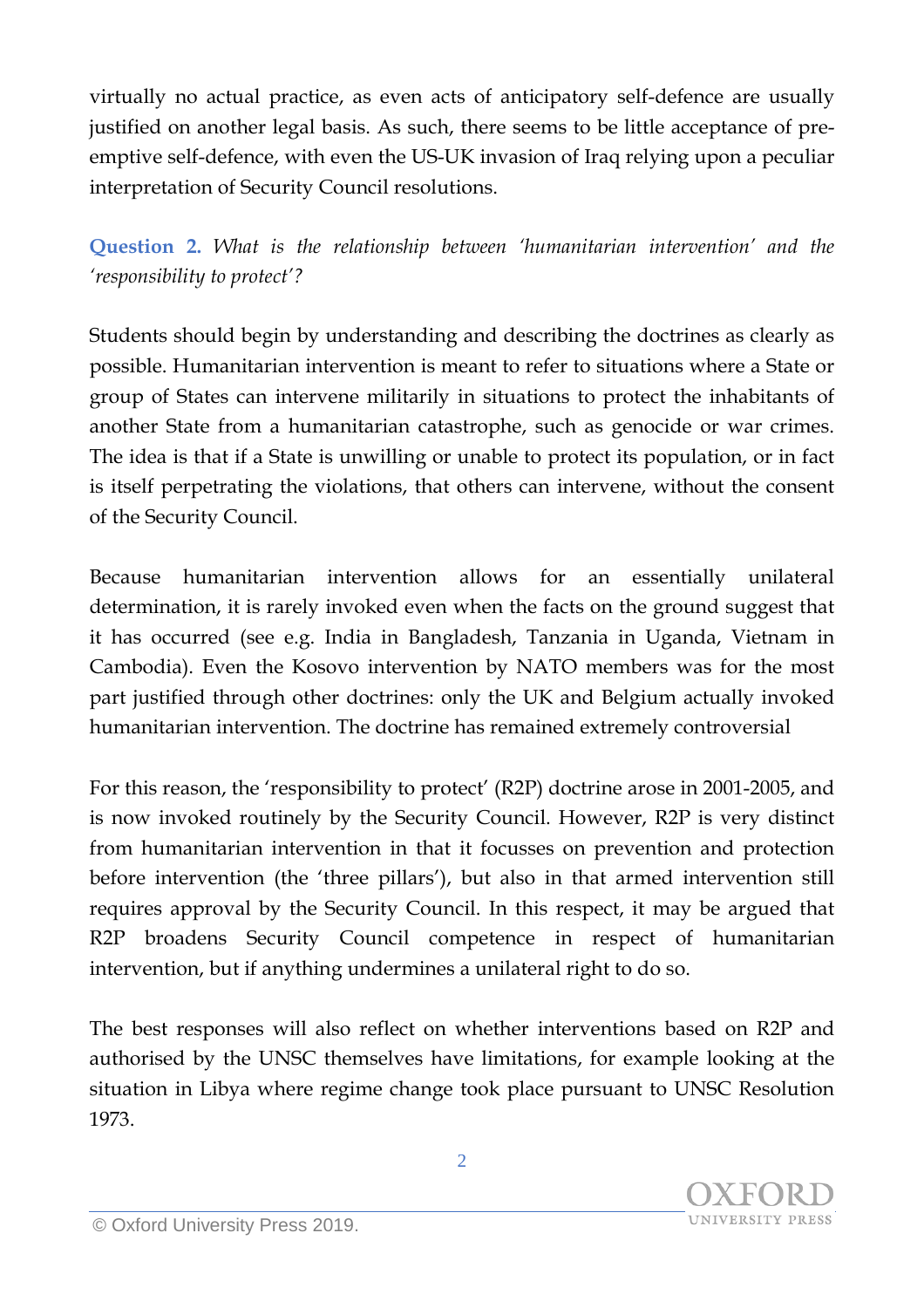virtually no actual practice, as even acts of anticipatory self-defence are usually justified on another legal basis. As such, there seems to be little acceptance of pre-emptive self-defence, with even the US-UK invasion of Iraq relying upon a peculiar interpretation of Security Council resolutions.

**Question 2.** *What is the relationship between 'humanitarian intervention' and the 'responsibility to protect'?*

Students should begin by understanding and describing the doctrines as clearly as possible. Humanitarian intervention is meant to refer to situations where a State or group of States can intervene militarily in situations to protect the inhabitants of another State from a humanitarian catastrophe, such as genocide or war crimes. The idea is that if a State is unwilling or unable to protect its population, or in fact is itself perpetrating the violations, that others can intervene, without the consent of the Security Council.

Because humanitarian intervention allows for an essentially unilateral determination, it is rarely invoked even when the facts on the ground suggest that it has occurred (see e.g. India in Bangladesh, Tanzania in Uganda, Vietnam in Cambodia). Even the Kosovo intervention by NATO members was for the most part justified through other doctrines: only the UK and Belgium actually invoked humanitarian intervention. The doctrine has remained extremely controversial

For this reason, the 'responsibility to protect' (R2P) doctrine arose in 2001-2005, and is now invoked routinely by the Security Council. However, R2P is very distinct from humanitarian intervention in that it focusses on prevention and protection before intervention (the 'three pillars'), but also in that armed intervention still requires approval by the Security Council. In this respect, it may be argued that R2P broadens Security Council competence in respect of humanitarian intervention, but if anything undermines a unilateral right to do so.

The best responses will also reflect on whether interventions based on R2P and authorised by the UNSC themselves have limitations, for example looking at the situation in Libya where regime change took place pursuant to UNSC Resolution 1973.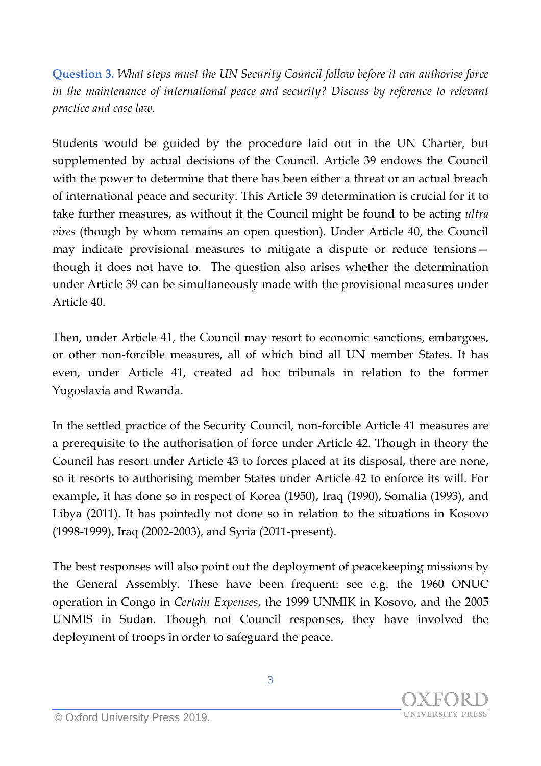**Question 3.** *What steps must the UN Security Council follow before it can authorise force in the maintenance of international peace and security? Discuss by reference to relevant practice and case law.*

Students would be guided by the procedure laid out in the UN Charter, but supplemented by actual decisions of the Council. Article 39 endows the Council with the power to determine that there has been either a threat or an actual breach of international peace and security. This Article 39 determination is crucial for it to take further measures, as without it the Council might be found to be acting *ultra vires* (though by whom remains an open question). Under Article 40, the Council may indicate provisional measures to mitigate a dispute or reduce tensions—though it does not have to. The question also arises whether the determination under Article 39 can be simultaneously made with the provisional measures under Article 40.

Then, under Article 41, the Council may resort to economic sanctions, embargoes, or other non-forcible measures, all of which bind all UN member States. It has even, under Article 41, created ad hoc tribunals in relation to the former Yugoslavia and Rwanda.

In the settled practice of the Security Council, non-forcible Article 41 measures are a prerequisite to the authorisation of force under Article 42. Though in theory the Council has resort under Article 43 to forces placed at its disposal, there are none, so it resorts to authorising member States under Article 42 to enforce its will. For example, it has done so in respect of Korea (1950), Iraq (1990), Somalia (1993), and Libya (2011). It has pointedly not done so in relation to the situations in Kosovo (1998-1999), Iraq (2002-2003), and Syria (2011-present).

The best responses will also point out the deployment of peacekeeping missions by the General Assembly. These have been frequent: see e.g. the 1960 ONUC operation in Congo in *Certain Expenses*, the 1999 UNMIK in Kosovo, and the 2005 UNMIS in Sudan. Though not Council responses, they have involved the deployment of troops in order to safeguard the peace.

© Oxford University Press 2019.